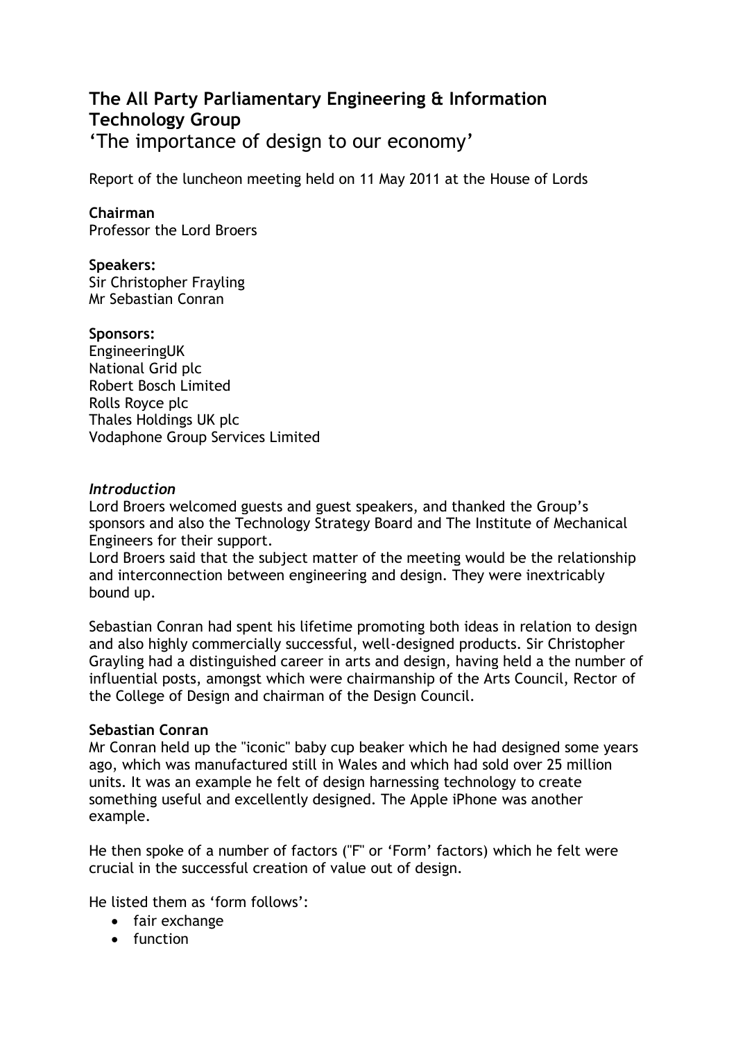# The All Party Parliamentary Engineering & Information Technology Group

'The importance of design to our economy'

Report of the luncheon meeting held on 11 May 2011 at the House of Lords

**Chairman**
Professor the Lord Broers

**Speakers:**
Sir Christopher Frayling
Mr Sebastian Conran

**Sponsors:**
EngineeringUK
National Grid plc
Robert Bosch Limited
Rolls Royce plc
Thales Holdings UK plc
Vodaphone Group Services Limited

***Introduction***
Lord Broers welcomed guests and guest speakers, and thanked the Group's sponsors and also the Technology Strategy Board and The Institute of Mechanical Engineers for their support.
Lord Broers said that the subject matter of the meeting would be the relationship and interconnection between engineering and design. They were inextricably bound up.

Sebastian Conran had spent his lifetime promoting both ideas in relation to design and also highly commercially successful, well-designed products. Sir Christopher Grayling had a distinguished career in arts and design, having held a the number of influential posts, amongst which were chairmanship of the Arts Council, Rector of the College of Design and chairman of the Design Council.

**Sebastian Conran**
Mr Conran held up the "iconic" baby cup beaker which he had designed some years ago, which was manufactured still in Wales and which had sold over 25 million units. It was an example he felt of design harnessing technology to create something useful and excellently designed. The Apple iPhone was another example.

He then spoke of a number of factors ("F" or 'Form' factors) which he felt were crucial in the successful creation of value out of design.

He listed them as 'form follows':

- fair exchange
- function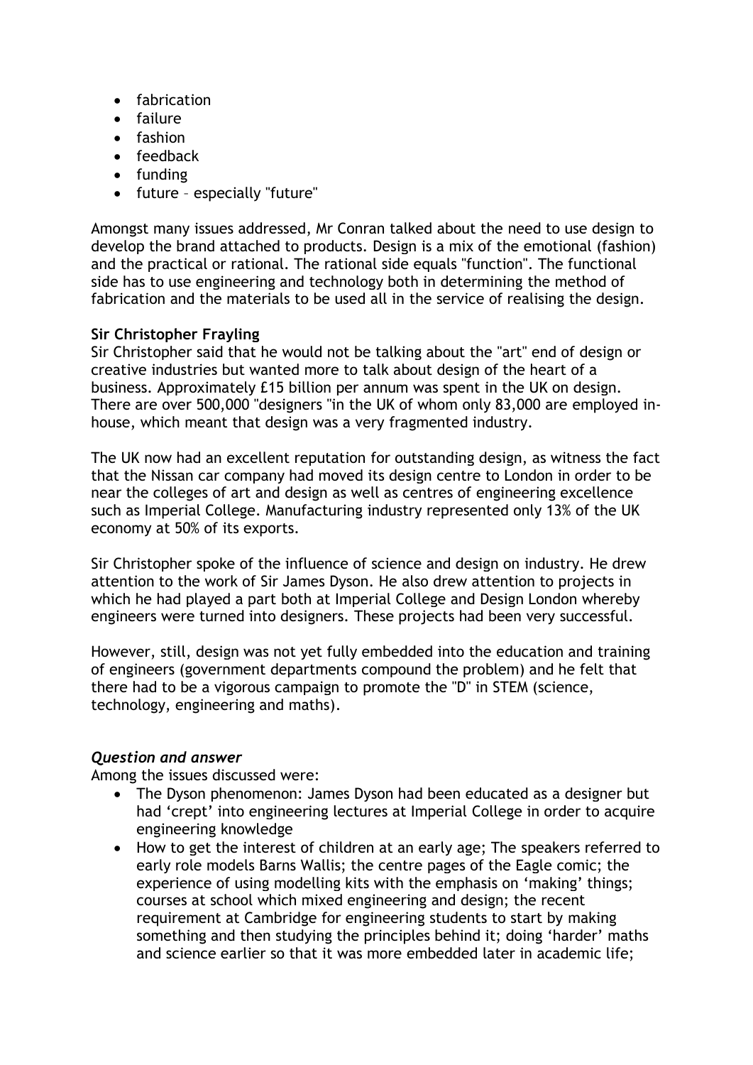- fabrication
- failure
- fashion
- feedback
- funding
- future – especially "future"

Amongst many issues addressed, Mr Conran talked about the need to use design to develop the brand attached to products. Design is a mix of the emotional (fashion) and the practical or rational. The rational side equals "function". The functional side has to use engineering and technology both in determining the method of fabrication and the materials to be used all in the service of realising the design.

**Sir Christopher Frayling**
Sir Christopher said that he would not be talking about the "art" end of design or creative industries but wanted more to talk about design of the heart of a business. Approximately £15 billion per annum was spent in the UK on design. There are over 500,000 "designers "in the UK of whom only 83,000 are employed in-house, which meant that design was a very fragmented industry.

The UK now had an excellent reputation for outstanding design, as witness the fact that the Nissan car company had moved its design centre to London in order to be near the colleges of art and design as well as centres of engineering excellence such as Imperial College. Manufacturing industry represented only 13% of the UK economy at 50% of its exports.

Sir Christopher spoke of the influence of science and design on industry. He drew attention to the work of Sir James Dyson. He also drew attention to projects in which he had played a part both at Imperial College and Design London whereby engineers were turned into designers. These projects had been very successful.

However, still, design was not yet fully embedded into the education and training of engineers (government departments compound the problem) and he felt that there had to be a vigorous campaign to promote the "D" in STEM (science, technology, engineering and maths).

***Question and answer***
Among the issues discussed were:

- The Dyson phenomenon: James Dyson had been educated as a designer but had 'crept' into engineering lectures at Imperial College in order to acquire engineering knowledge
- How to get the interest of children at an early age; The speakers referred to early role models Barns Wallis; the centre pages of the Eagle comic; the experience of using modelling kits with the emphasis on 'making' things; courses at school which mixed engineering and design; the recent requirement at Cambridge for engineering students to start by making something and then studying the principles behind it; doing 'harder' maths and science earlier so that it was more embedded later in academic life;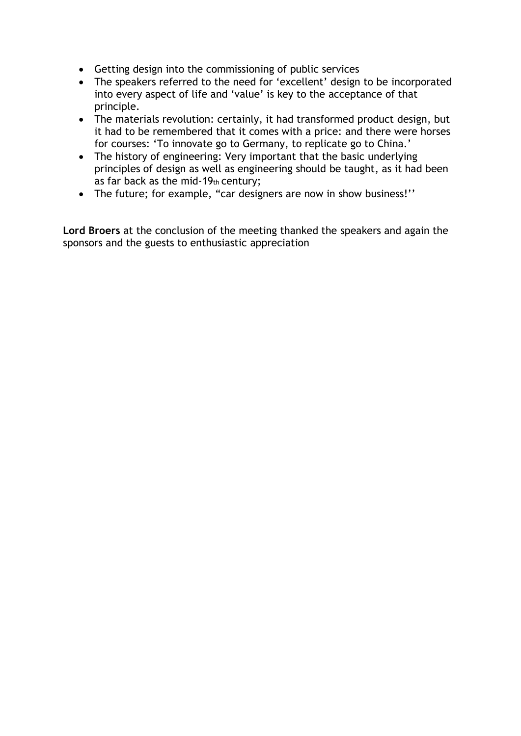- Getting design into the commissioning of public services
- The speakers referred to the need for ‘excellent’ design to be incorporated into every aspect of life and ‘value’ is key to the acceptance of that principle.
- The materials revolution: certainly, it had transformed product design, but it had to be remembered that it comes with a price: and there were horses for courses: ‘To innovate go to Germany, to replicate go to China.’
- The history of engineering: Very important that the basic underlying principles of design as well as engineering should be taught, as it had been as far back as the mid-19th century;
- The future; for example, “car designers are now in show business!’’

**Lord Broers** at the conclusion of the meeting thanked the speakers and again the sponsors and the guests to enthusiastic appreciation